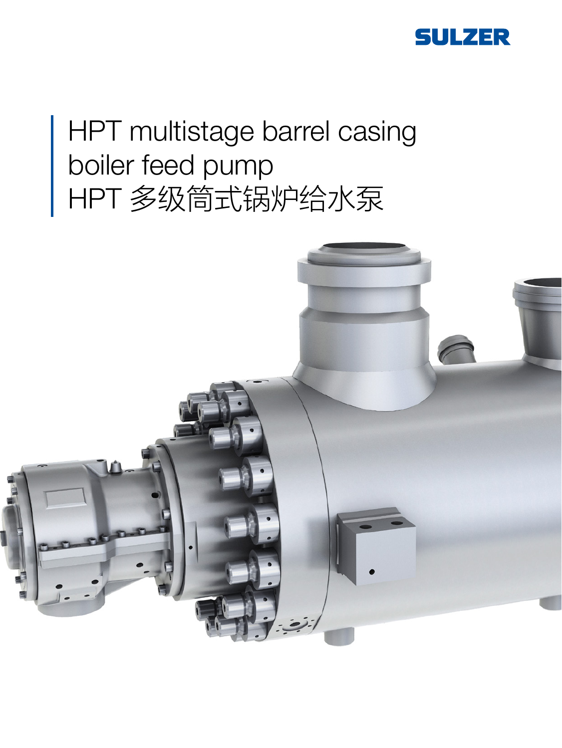SULZER

# HPT multistage barrel casing boiler feed pump

# HPT 多级筒式锅炉给水泵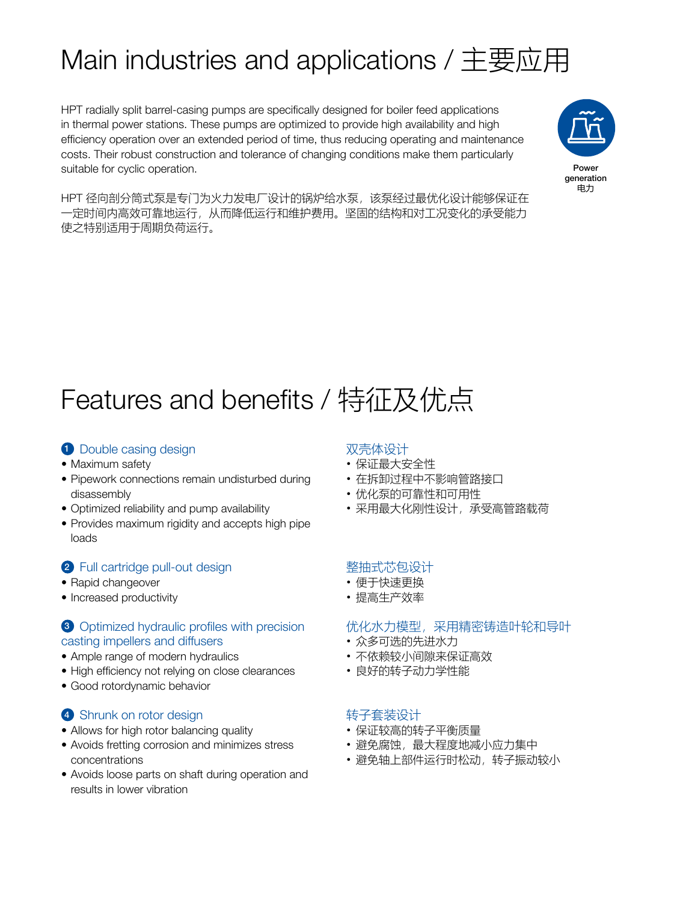# Main industries and applications / 主要应用

HPT radially split barrel-casing pumps are specifically designed for boiler feed applications in thermal power stations. These pumps are optimized to provide high availability and high efficiency operation over an extended period of time, thus reducing operating and maintenance costs. Their robust construction and tolerance of changing conditions make them particularly suitable for cyclic operation.

HPT 径向剖分筒式泵是专门为火力发电厂设计的锅炉给水泵，该泵经过最优化设计能够保证在一定时间内高效可靠地运行，从而降低运行和维护费用。坚固的结构和对工况变化的承受能力使之特别适用于周期负荷运行。

Power generation
电力

# Features and benefits / 特征及优点

### 1 Double casing design

- Maximum safety
- Pipework connections remain undisturbed during disassembly
- Optimized reliability and pump availability
- Provides maximum rigidity and accepts high pipe loads

### 双壳体设计

- 保证最大安全性
- 在拆卸过程中不影响管路接口
- 优化泵的可靠性和可用性
- 采用最大化刚性设计，承受高管路载荷

### 2 Full cartridge pull-out design

- Rapid changeover
- Increased productivity

### 整抽式芯包设计

- 便于快速更换
- 提高生产效率

### 3 Optimized hydraulic profiles with precision casting impellers and diffusers

- Ample range of modern hydraulics
- High efficiency not relying on close clearances
- Good rotordynamic behavior

### 优化水力模型，采用精密铸造叶轮和导叶

- 众多可选的先进水力
- 不依赖较小间隙来保证高效
- 良好的转子动力学性能

### 4 Shrunk on rotor design

- Allows for high rotor balancing quality
- Avoids fretting corrosion and minimizes stress concentrations
- Avoids loose parts on shaft during operation and results in lower vibration

### 转子套装设计

- 保证较高的转子平衡质量
- 避免腐蚀，最大程度地减小应力集中
- 避免轴上部件运行时松动，转子振动较小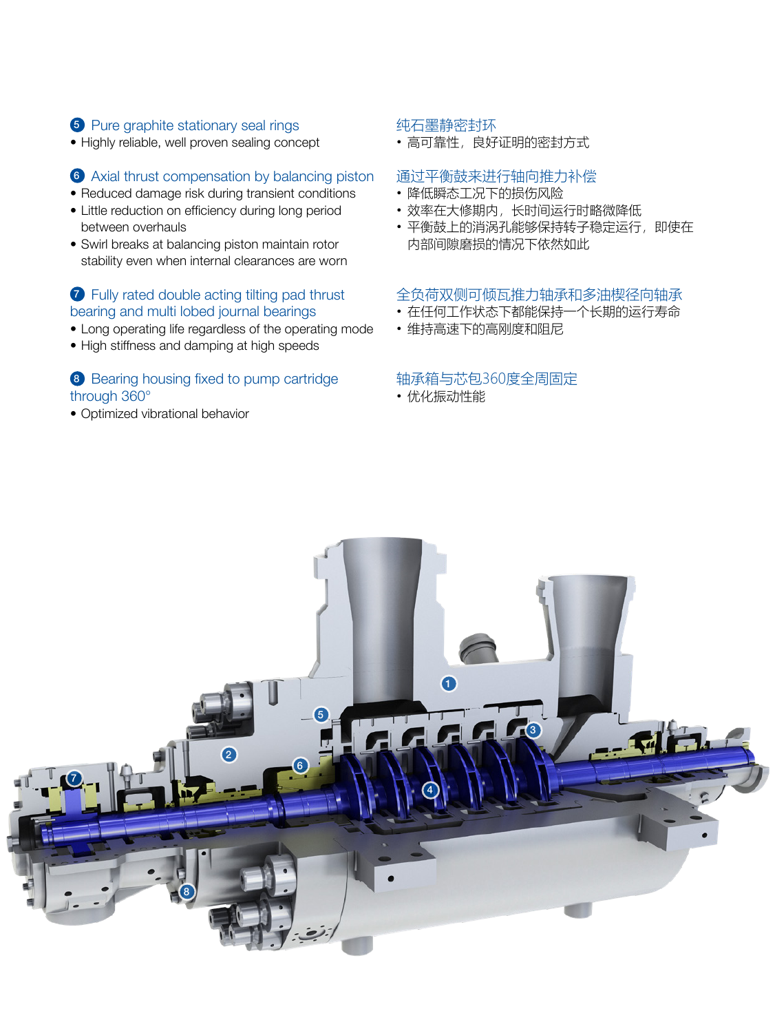### 5 Pure graphite stationary seal rings

- Highly reliable, well proven sealing concept

### 6 Axial thrust compensation by balancing piston

- Reduced damage risk during transient conditions
- Little reduction on efficiency during long period between overhauls
- Swirl breaks at balancing piston maintain rotor stability even when internal clearances are worn

### 7 Fully rated double acting tilting pad thrust bearing and multi lobed journal bearings

- Long operating life regardless of the operating mode
- High stiffness and damping at high speeds

### 8 Bearing housing fixed to pump cartridge through 360°

- Optimized vibrational behavior

### 纯石墨静密封环

- 高可靠性，良好证明的密封方式

### 通过平衡鼓来进行轴向推力补偿

- 降低瞬态工况下的损伤风险
- 效率在大修期内，长时间运行时略微降低
- 平衡鼓上的消涡孔能够保持转子稳定运行，即使在内部间隙磨损的情况下依然如此

### 全负荷双侧可倾瓦推力轴承和多油楔径向轴承

- 在任何工作状态下都能保持一个长期的运行寿命
- 维持高速下的高刚度和阻尼

### 轴承箱与芯包360度全周固定

- 优化振动性能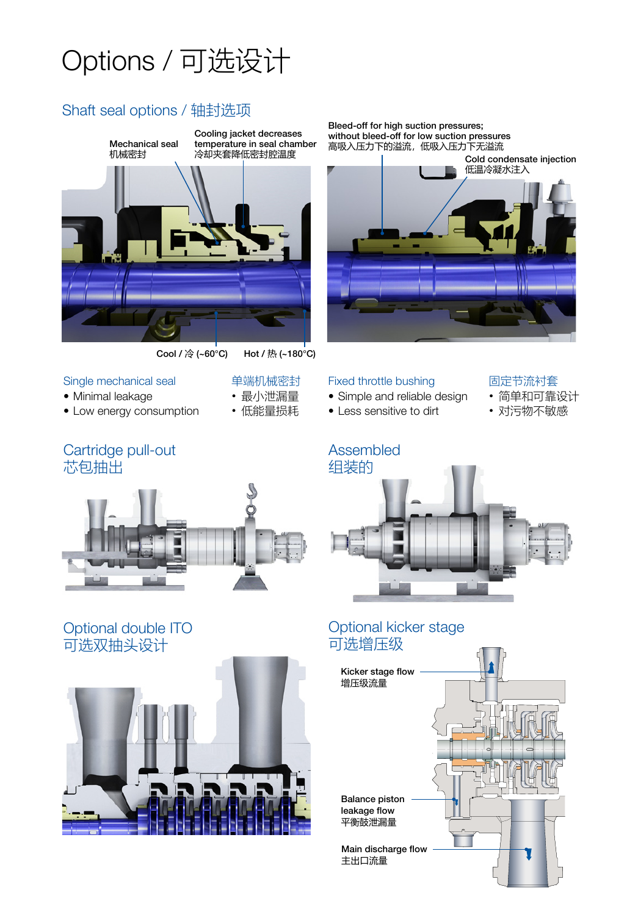# Options / 可选设计

## Shaft seal options / 轴封选项

Mechanical seal
机械密封

Cooling jacket decreases temperature in seal chamber
冷却夹套降低密封腔温度

Cool / 冷 (~60°C)

Hot / 热 (~180°C)

Bleed-off for high suction pressures; without bleed-off for low suction pressures
高吸入压力下的溢流，低吸入压力下无溢流

Cold condensate injection
低温冷凝水注入

### Single mechanical seal

- Minimal leakage
- Low energy consumption

### 单端机械密封

- 最小泄漏量
- 低能量损耗

### Fixed throttle bushing

- Simple and reliable design
- Less sensitive to dirt

### 固定节流衬套

- 简单和可靠设计
- 对污物不敏感

## Cartridge pull-out
## 芯包抽出

## Assembled
## 组装的

## Optional double ITO
## 可选双抽头设计

## Optional kicker stage
## 可选增压级

Kicker stage flow
增压级流量

Balance piston leakage flow
平衡鼓泄漏量

Main discharge flow
主出口流量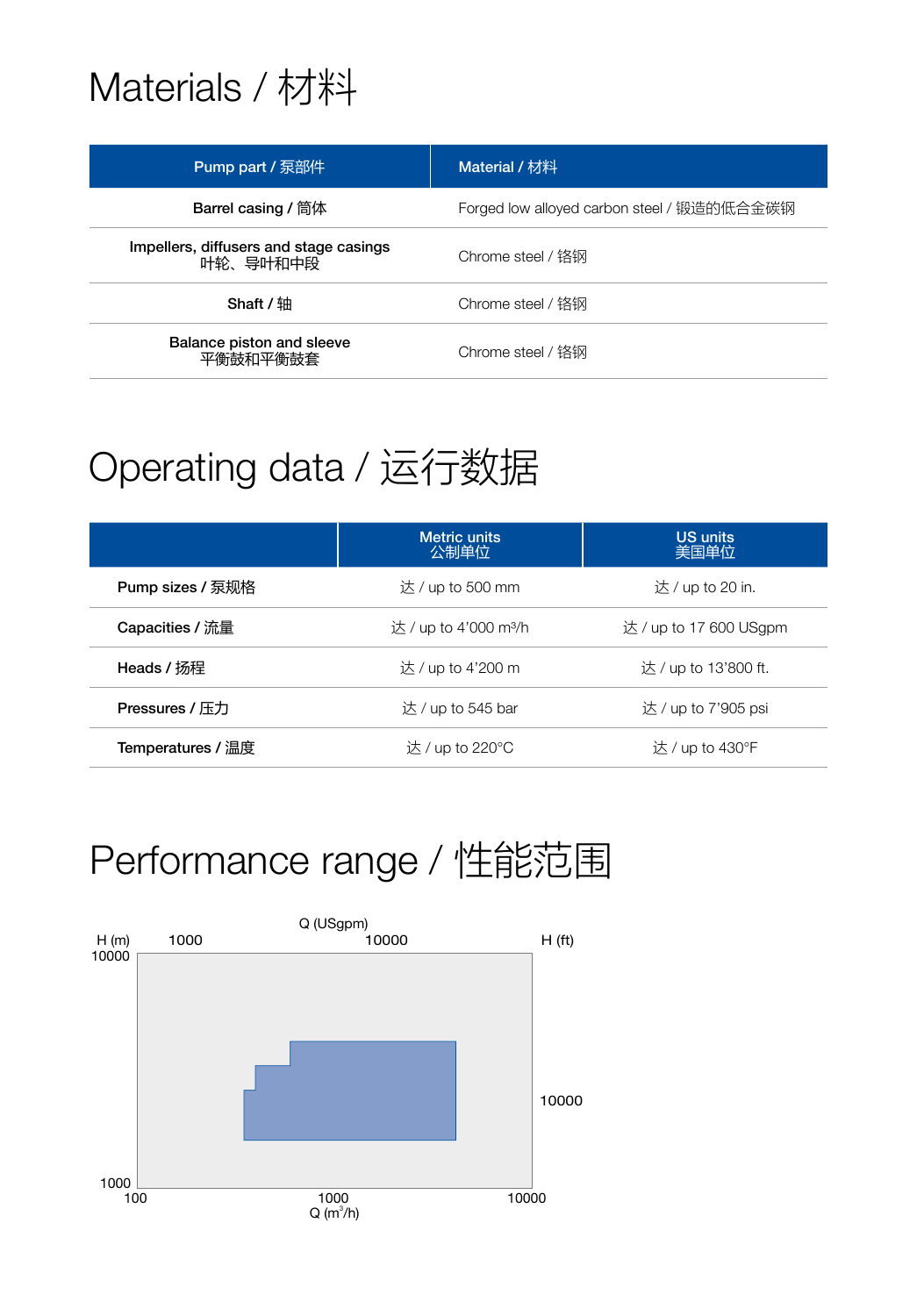# Materials / 材料

| Pump part / 泵部件 | Material / 材料 |
|---|---|
| **Barrel casing / 筒体** | Forged low alloyed carbon steel / 锻造的低合金碳钢 |
| **Impellers, diffusers and stage casings** 叶轮、导叶和中段 | Chrome steel / 铬钢 |
| **Shaft / 轴** | Chrome steel / 铬钢 |
| **Balance piston and sleeve** 平衡鼓和平衡鼓套 | Chrome steel / 铬钢 |

# Operating data / 运行数据

| | Metric units 公制单位 | US units 美国单位 |
|---|---|---|
| **Pump sizes / 泵规格** | 达 / up to 500 mm | 达 / up to 20 in. |
| **Capacities / 流量** | 达 / up to 4'000 m³/h | 达 / up to 17 600 USgpm |
| **Heads / 扬程** | 达 / up to 4'200 m | 达 / up to 13'800 ft. |
| **Pressures / 压力** | 达 / up to 545 bar | 达 / up to 7'905 psi |
| **Temperatures / 温度** | 达 / up to 220°C | 达 / up to 430°F |

# Performance range / 性能范围

Q (USgpm): 1000, 10000

H (m): 10000, 1000

H (ft): 10000

Q ($m^3/h$): 100, 1000, 10000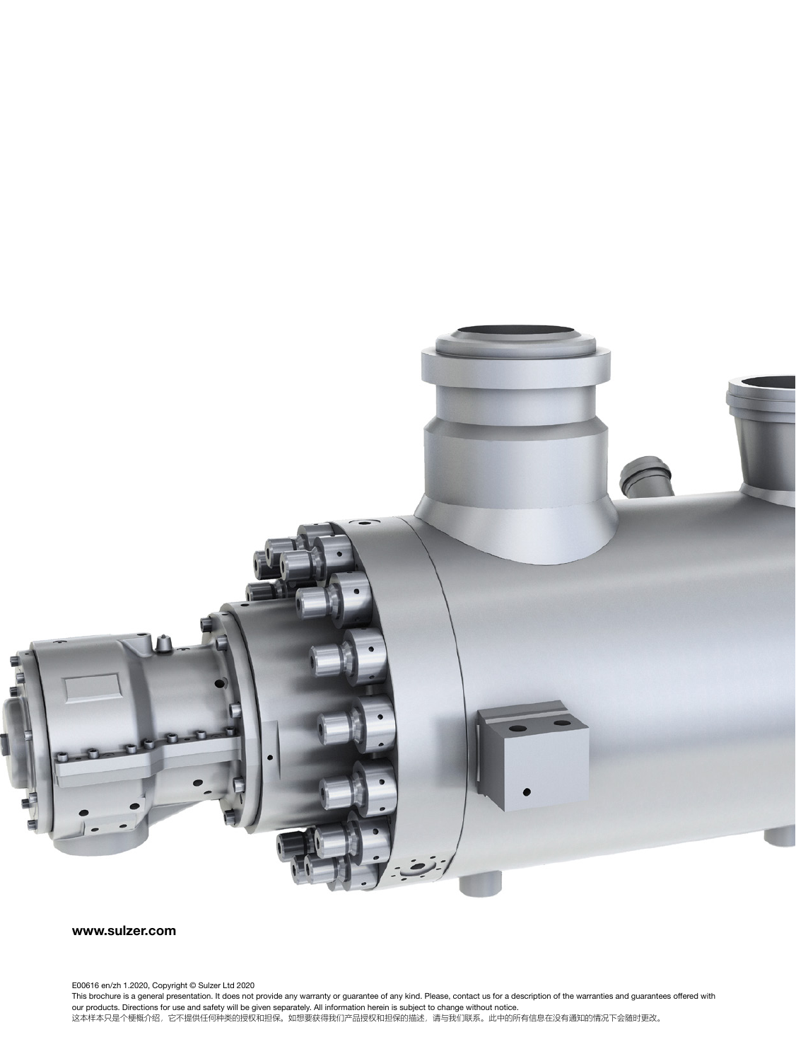**www.sulzer.com**

E00616 en/zh 1.2020, Copyright © Sulzer Ltd 2020
This brochure is a general presentation. It does not provide any warranty or guarantee of any kind. Please, contact us for a description of the warranties and guarantees offered with our products. Directions for use and safety will be given separately. All information herein is subject to change without notice.
这本样本只是个梗概介绍，它不提供任何种类的授权和担保。如想要获得我们产品授权和担保的描述，请与我们联系。此中的所有信息在没有通知的情况下会随时更改。